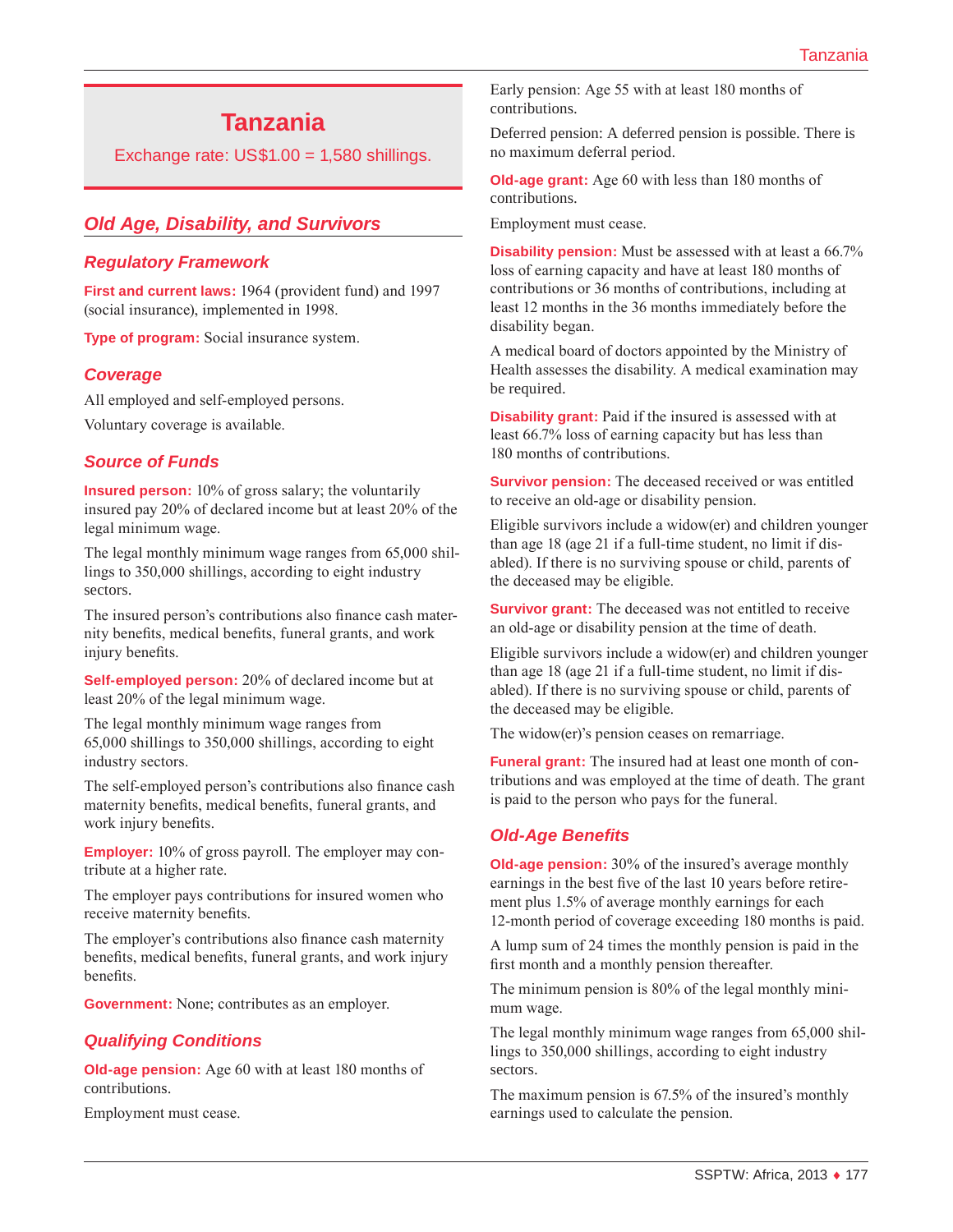# Tanzania

Exchange rate: US$1.00 = 1,580 shillings.

## Old Age, Disability, and Survivors

### Regulatory Framework

**First and current laws:** 1964 (provident fund) and 1997 (social insurance), implemented in 1998.

**Type of program:** Social insurance system.

### Coverage

All employed and self-employed persons.

Voluntary coverage is available.

### Source of Funds

**Insured person:** 10% of gross salary; the voluntarily insured pay 20% of declared income but at least 20% of the legal minimum wage.

The legal monthly minimum wage ranges from 65,000 shillings to 350,000 shillings, according to eight industry sectors.

The insured person's contributions also finance cash maternity benefits, medical benefits, funeral grants, and work injury benefits.

**Self-employed person:** 20% of declared income but at least 20% of the legal minimum wage.

The legal monthly minimum wage ranges from 65,000 shillings to 350,000 shillings, according to eight industry sectors.

The self-employed person's contributions also finance cash maternity benefits, medical benefits, funeral grants, and work injury benefits.

**Employer:** 10% of gross payroll. The employer may contribute at a higher rate.

The employer pays contributions for insured women who receive maternity benefits.

The employer's contributions also finance cash maternity benefits, medical benefits, funeral grants, and work injury benefits.

**Government:** None; contributes as an employer.

### Qualifying Conditions

**Old-age pension:** Age 60 with at least 180 months of contributions.

Employment must cease.

Early pension: Age 55 with at least 180 months of contributions.

Deferred pension: A deferred pension is possible. There is no maximum deferral period.

**Old-age grant:** Age 60 with less than 180 months of contributions.

Employment must cease.

**Disability pension:** Must be assessed with at least a 66.7% loss of earning capacity and have at least 180 months of contributions or 36 months of contributions, including at least 12 months in the 36 months immediately before the disability began.

A medical board of doctors appointed by the Ministry of Health assesses the disability. A medical examination may be required.

**Disability grant:** Paid if the insured is assessed with at least 66.7% loss of earning capacity but has less than 180 months of contributions.

**Survivor pension:** The deceased received or was entitled to receive an old-age or disability pension.

Eligible survivors include a widow(er) and children younger than age 18 (age 21 if a full-time student, no limit if disabled). If there is no surviving spouse or child, parents of the deceased may be eligible.

**Survivor grant:** The deceased was not entitled to receive an old-age or disability pension at the time of death.

Eligible survivors include a widow(er) and children younger than age 18 (age 21 if a full-time student, no limit if disabled). If there is no surviving spouse or child, parents of the deceased may be eligible.

The widow(er)'s pension ceases on remarriage.

**Funeral grant:** The insured had at least one month of contributions and was employed at the time of death. The grant is paid to the person who pays for the funeral.

### Old-Age Benefits

**Old-age pension:** 30% of the insured's average monthly earnings in the best five of the last 10 years before retirement plus 1.5% of average monthly earnings for each 12-month period of coverage exceeding 180 months is paid.

A lump sum of 24 times the monthly pension is paid in the first month and a monthly pension thereafter.

The minimum pension is 80% of the legal monthly minimum wage.

The legal monthly minimum wage ranges from 65,000 shillings to 350,000 shillings, according to eight industry sectors.

The maximum pension is 67.5% of the insured's monthly earnings used to calculate the pension.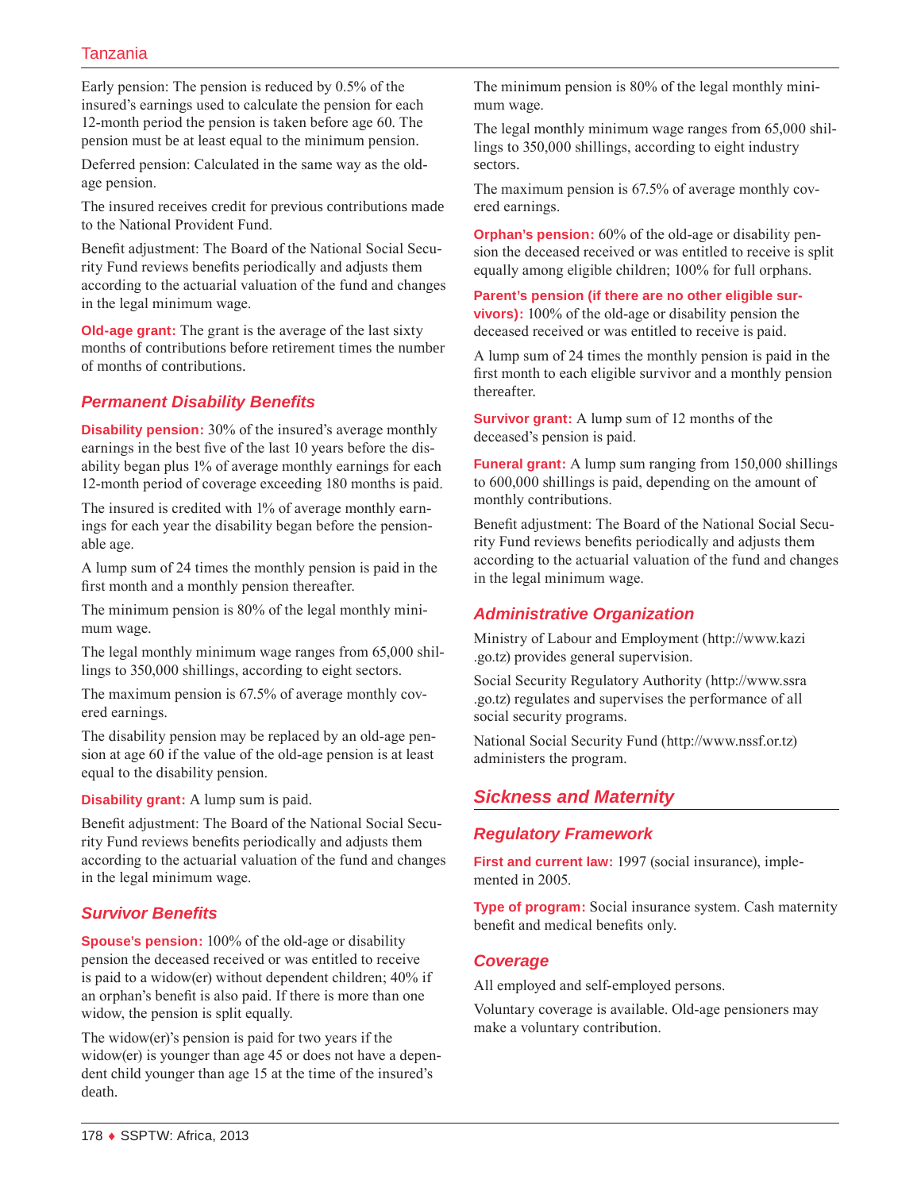Early pension: The pension is reduced by 0.5% of the insured's earnings used to calculate the pension for each 12-month period the pension is taken before age 60. The pension must be at least equal to the minimum pension.

Deferred pension: Calculated in the same way as the old-age pension.

The insured receives credit for previous contributions made to the National Provident Fund.

Benefit adjustment: The Board of the National Social Security Fund reviews benefits periodically and adjusts them according to the actuarial valuation of the fund and changes in the legal minimum wage.

**Old-age grant:** The grant is the average of the last sixty months of contributions before retirement times the number of months of contributions.

### Permanent Disability Benefits

**Disability pension:** 30% of the insured's average monthly earnings in the best five of the last 10 years before the disability began plus 1% of average monthly earnings for each 12-month period of coverage exceeding 180 months is paid.

The insured is credited with 1% of average monthly earnings for each year the disability began before the pensionable age.

A lump sum of 24 times the monthly pension is paid in the first month and a monthly pension thereafter.

The minimum pension is 80% of the legal monthly minimum wage.

The legal monthly minimum wage ranges from 65,000 shillings to 350,000 shillings, according to eight sectors.

The maximum pension is 67.5% of average monthly covered earnings.

The disability pension may be replaced by an old-age pension at age 60 if the value of the old-age pension is at least equal to the disability pension.

**Disability grant:** A lump sum is paid.

Benefit adjustment: The Board of the National Social Security Fund reviews benefits periodically and adjusts them according to the actuarial valuation of the fund and changes in the legal minimum wage.

### Survivor Benefits

**Spouse's pension:** 100% of the old-age or disability pension the deceased received or was entitled to receive is paid to a widow(er) without dependent children; 40% if an orphan's benefit is also paid. If there is more than one widow, the pension is split equally.

The widow(er)'s pension is paid for two years if the widow(er) is younger than age 45 or does not have a dependent child younger than age 15 at the time of the insured's death.

The minimum pension is 80% of the legal monthly minimum wage.

The legal monthly minimum wage ranges from 65,000 shillings to 350,000 shillings, according to eight industry sectors.

The maximum pension is 67.5% of average monthly covered earnings.

**Orphan's pension:** 60% of the old-age or disability pension the deceased received or was entitled to receive is split equally among eligible children; 100% for full orphans.

**Parent's pension (if there are no other eligible survivors):** 100% of the old-age or disability pension the deceased received or was entitled to receive is paid.

A lump sum of 24 times the monthly pension is paid in the first month to each eligible survivor and a monthly pension thereafter.

**Survivor grant:** A lump sum of 12 months of the deceased's pension is paid.

**Funeral grant:** A lump sum ranging from 150,000 shillings to 600,000 shillings is paid, depending on the amount of monthly contributions.

Benefit adjustment: The Board of the National Social Security Fund reviews benefits periodically and adjusts them according to the actuarial valuation of the fund and changes in the legal minimum wage.

### Administrative Organization

Ministry of Labour and Employment (http://www.kazi.go.tz) provides general supervision.

Social Security Regulatory Authority (http://www.ssra.go.tz) regulates and supervises the performance of all social security programs.

National Social Security Fund (http://www.nssf.or.tz) administers the program.

## Sickness and Maternity

### Regulatory Framework

**First and current law:** 1997 (social insurance), implemented in 2005.

**Type of program:** Social insurance system. Cash maternity benefit and medical benefits only.

### Coverage

All employed and self-employed persons.

Voluntary coverage is available. Old-age pensioners may make a voluntary contribution.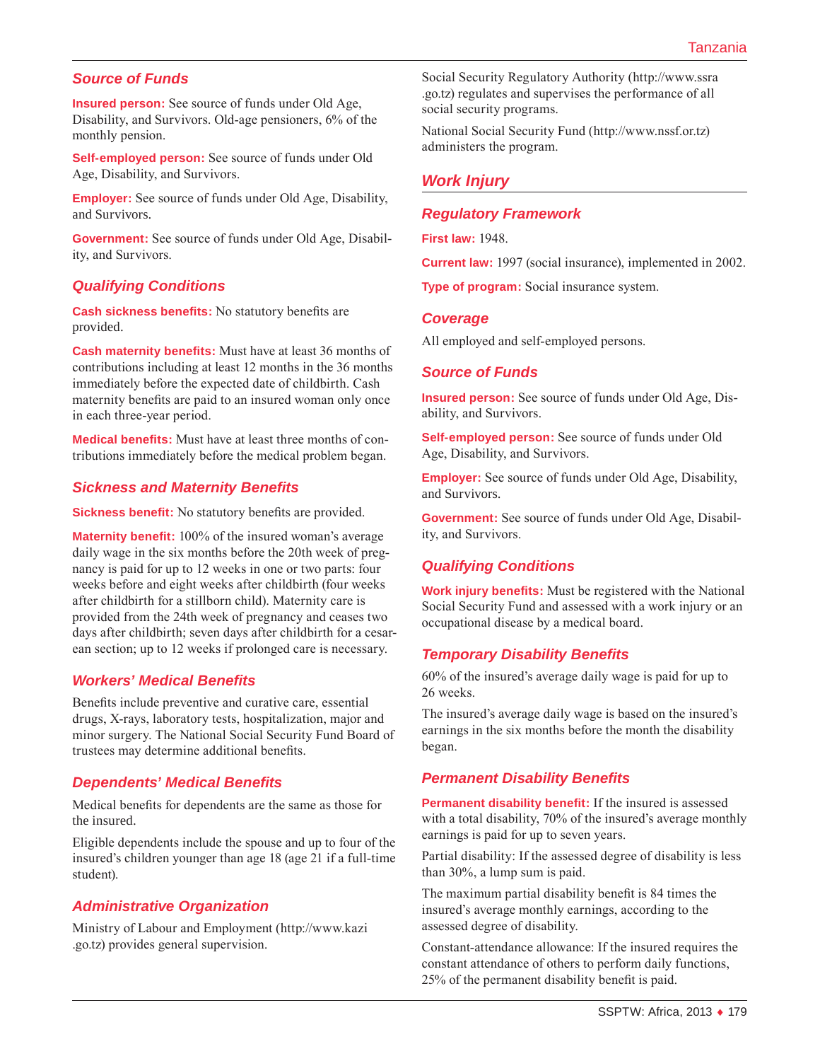### Source of Funds

**Insured person:** See source of funds under Old Age, Disability, and Survivors. Old-age pensioners, 6% of the monthly pension.

**Self-employed person:** See source of funds under Old Age, Disability, and Survivors.

**Employer:** See source of funds under Old Age, Disability, and Survivors.

**Government:** See source of funds under Old Age, Disability, and Survivors.

### Qualifying Conditions

**Cash sickness benefits:** No statutory benefits are provided.

**Cash maternity benefits:** Must have at least 36 months of contributions including at least 12 months in the 36 months immediately before the expected date of childbirth. Cash maternity benefits are paid to an insured woman only once in each three-year period.

**Medical benefits:** Must have at least three months of contributions immediately before the medical problem began.

### Sickness and Maternity Benefits

**Sickness benefit:** No statutory benefits are provided.

**Maternity benefit:** 100% of the insured woman's average daily wage in the six months before the 20th week of pregnancy is paid for up to 12 weeks in one or two parts: four weeks before and eight weeks after childbirth (four weeks after childbirth for a stillborn child). Maternity care is provided from the 24th week of pregnancy and ceases two days after childbirth; seven days after childbirth for a cesarean section; up to 12 weeks if prolonged care is necessary.

### Workers' Medical Benefits

Benefits include preventive and curative care, essential drugs, X-rays, laboratory tests, hospitalization, major and minor surgery. The National Social Security Fund Board of trustees may determine additional benefits.

### Dependents' Medical Benefits

Medical benefits for dependents are the same as those for the insured.

Eligible dependents include the spouse and up to four of the insured's children younger than age 18 (age 21 if a full-time student).

### Administrative Organization

Ministry of Labour and Employment (http://www.kazi.go.tz) provides general supervision.

Social Security Regulatory Authority (http://www.ssra.go.tz) regulates and supervises the performance of all social security programs.

National Social Security Fund (http://www.nssf.or.tz) administers the program.

## Work Injury

### Regulatory Framework

**First law:** 1948.

**Current law:** 1997 (social insurance), implemented in 2002.

**Type of program:** Social insurance system.

### Coverage

All employed and self-employed persons.

### Source of Funds

**Insured person:** See source of funds under Old Age, Disability, and Survivors.

**Self-employed person:** See source of funds under Old Age, Disability, and Survivors.

**Employer:** See source of funds under Old Age, Disability, and Survivors.

**Government:** See source of funds under Old Age, Disability, and Survivors.

### Qualifying Conditions

**Work injury benefits:** Must be registered with the National Social Security Fund and assessed with a work injury or an occupational disease by a medical board.

### Temporary Disability Benefits

60% of the insured's average daily wage is paid for up to 26 weeks.

The insured's average daily wage is based on the insured's earnings in the six months before the month the disability began.

### Permanent Disability Benefits

**Permanent disability benefit:** If the insured is assessed with a total disability, 70% of the insured's average monthly earnings is paid for up to seven years.

Partial disability: If the assessed degree of disability is less than 30%, a lump sum is paid.

The maximum partial disability benefit is 84 times the insured's average monthly earnings, according to the assessed degree of disability.

Constant-attendance allowance: If the insured requires the constant attendance of others to perform daily functions, 25% of the permanent disability benefit is paid.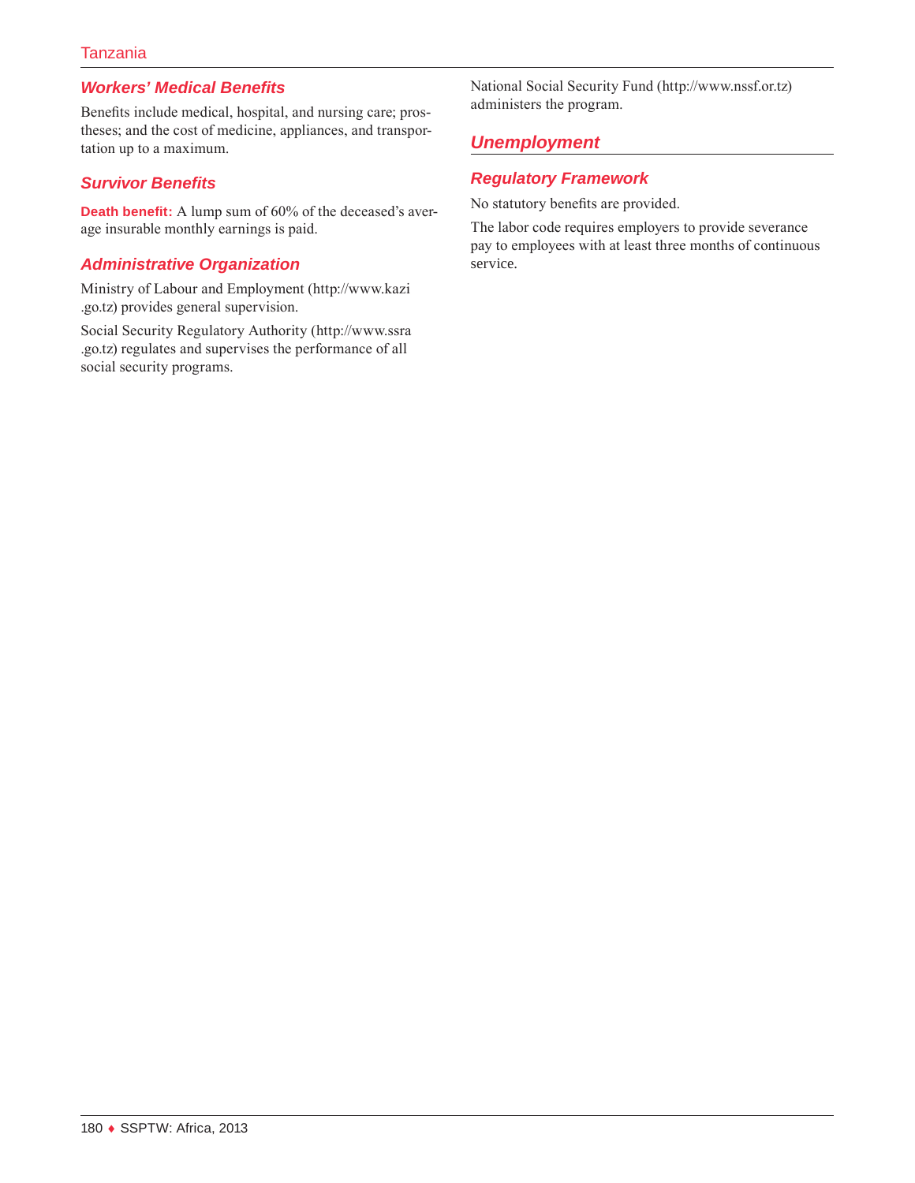### *Workers' Medical Benefits*

Benefits include medical, hospital, and nursing care; prostheses; and the cost of medicine, appliances, and transportation up to a maximum.

### *Survivor Benefits*

**Death benefit:** A lump sum of 60% of the deceased's average insurable monthly earnings is paid.

### *Administrative Organization*

Ministry of Labour and Employment (http://www.kazi.go.tz) provides general supervision.

Social Security Regulatory Authority (http://www.ssra.go.tz) regulates and supervises the performance of all social security programs.

National Social Security Fund (http://www.nssf.or.tz) administers the program.

## *Unemployment*

### *Regulatory Framework*

No statutory benefits are provided.

The labor code requires employers to provide severance pay to employees with at least three months of continuous service.